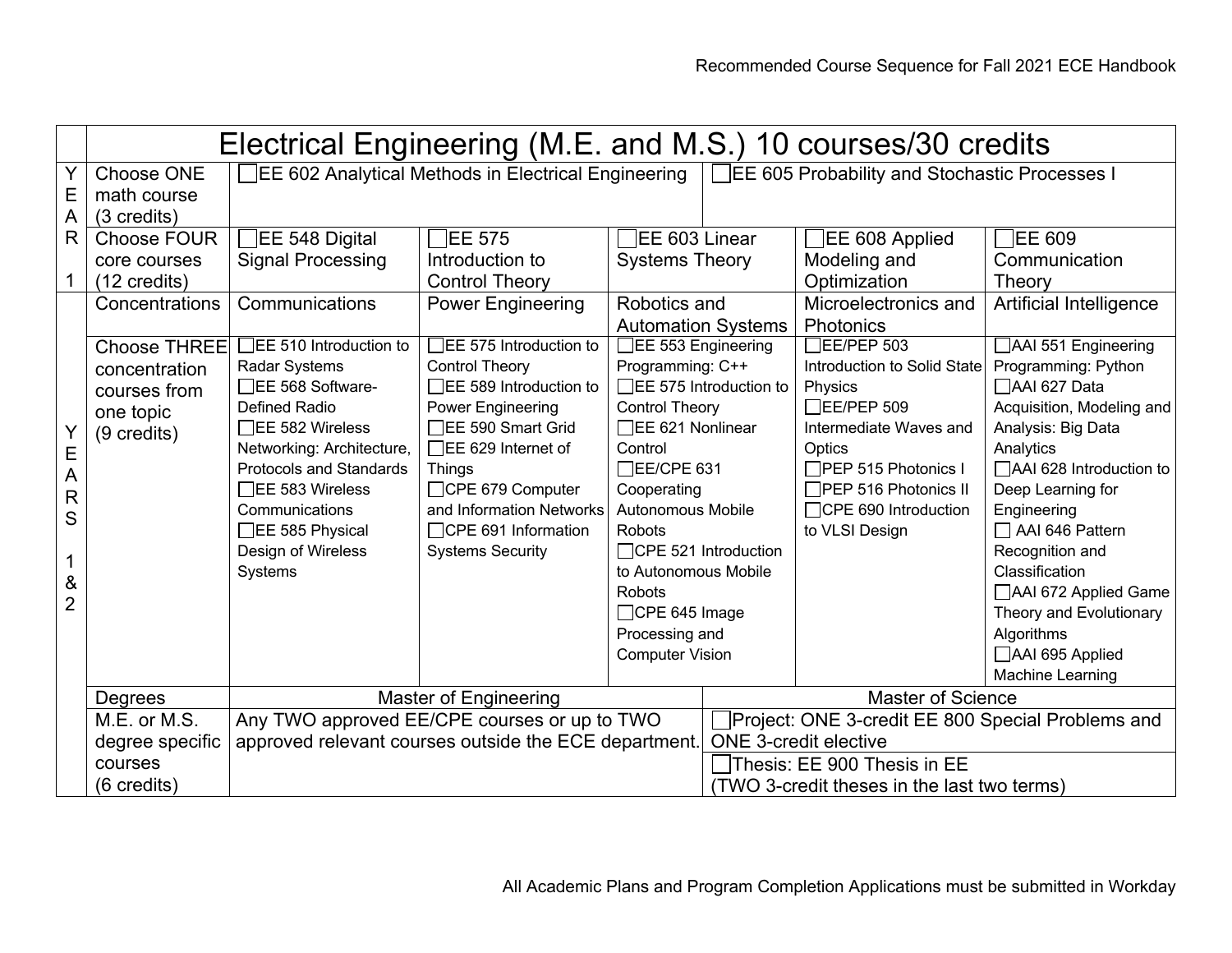# Electrical Engineering (M.E. and M.S.) 10 courses/30 credits

| | | | | | | |
|---|---|---|---|---|---|---|
| YEAR 1 | Choose ONE math course (3 credits) | ☐EE 602 Analytical Methods in Electrical Engineering | | | ☐EE 605 Probability and Stochastic Processes I | |
| | Choose FOUR core courses (12 credits) | ☐EE 548 Digital Signal Processing | ☐EE 575 Introduction to Control Theory | ☐EE 603 Linear Systems Theory | ☐EE 608 Applied Modeling and Optimization | ☐EE 609 Communication Theory |
| YEARS 1 & 2 | Concentrations | Communications | Power Engineering | Robotics and Automation Systems | Microelectronics and Photonics | Artificial Intelligence |
| | Choose THREE concentration courses from one topic (9 credits) | ☐EE 510 Introduction to Radar Systems<br>☐EE 568 Software-Defined Radio<br>☐EE 582 Wireless Networking: Architecture, Protocols and Standards<br>☐EE 583 Wireless Communications<br>☐EE 585 Physical Design of Wireless Systems | ☐EE 575 Introduction to Control Theory<br>☐EE 589 Introduction to Power Engineering<br>☐EE 590 Smart Grid<br>☐EE 629 Internet of Things<br>☐CPE 679 Computer and Information Networks<br>☐CPE 691 Information Systems Security | ☐EE 553 Engineering Programming: C++<br>☐EE 575 Introduction to Control Theory<br>☐EE 621 Nonlinear Control<br>☐EE/CPE 631 Cooperating Autonomous Mobile Robots<br>☐CPE 521 Introduction to Autonomous Mobile Robots<br>☐CPE 645 Image Processing and Computer Vision | ☐EE/PEP 503 Introduction to Solid State Physics<br>☐EE/PEP 509 Intermediate Waves and Optics<br>☐PEP 515 Photonics I<br>☐PEP 516 Photonics II<br>☐CPE 690 Introduction to VLSI Design | ☐AAI 551 Engineering Programming: Python<br>☐AAI 627 Data Acquisition, Modeling and Analysis: Big Data Analytics<br>☐AAI 628 Introduction to Deep Learning for Engineering<br>☐ AAI 646 Pattern Recognition and Classification<br>☐AAI 672 Applied Game Theory and Evolutionary Algorithms<br>☐AAI 695 Applied Machine Learning |
| | Degrees | Master of Engineering | | | Master of Science | |
| | M.E. or M.S. degree specific courses (6 credits) | Any TWO approved EE/CPE courses or up to TWO approved relevant courses outside the ECE department. | | | ☐Project: ONE 3-credit EE 800 Special Problems and ONE 3-credit elective<br>☐Thesis: EE 900 Thesis in EE (TWO 3-credit theses in the last two terms) | |

All Academic Plans and Program Completion Applications must be submitted in Workday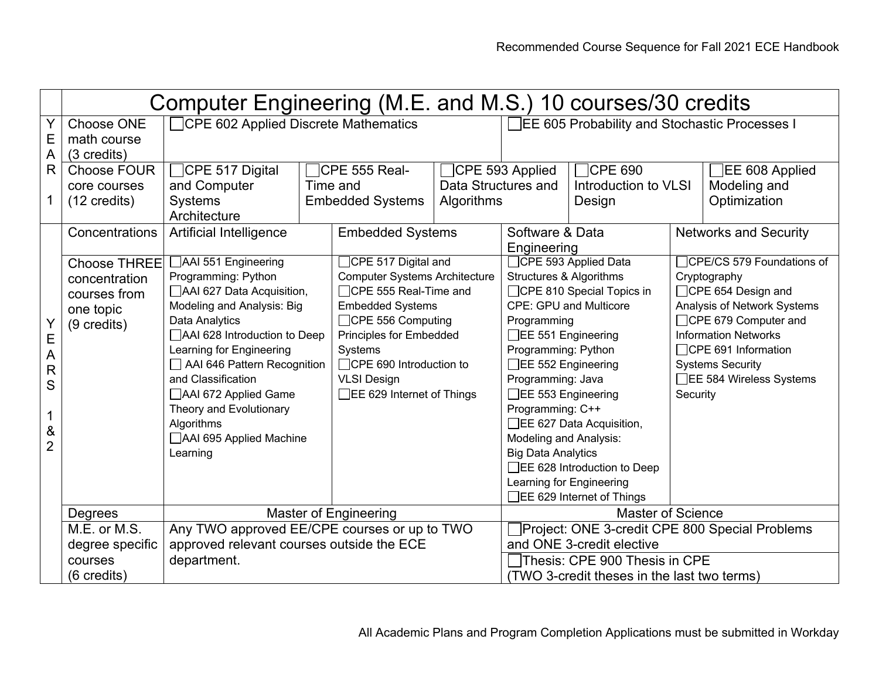# Computer Engineering (M.E. and M.S.) 10 courses/30 credits

| | | | | | | |
|---|---|---|---|---|---|---|
| YEAR 1 | Choose ONE math course (3 credits) | ☐CPE 602 Applied Discrete Mathematics | | | ☐EE 605 Probability and Stochastic Processes I | |
| | Choose FOUR core courses (12 credits) | ☐CPE 517 Digital and Computer Systems Architecture | ☐CPE 555 Real-Time and Embedded Systems | ☐CPE 593 Applied Data Structures and Algorithms | ☐CPE 690 Introduction to VLSI Design | ☐EE 608 Applied Modeling and Optimization |

| | | | | | |
|---|---|---|---|---|---|
| YEARS 1 & 2 | Concentrations | Artificial Intelligence | Embedded Systems | Software & Data Engineering | Networks and Security |
| | Choose THREE concentration courses from one topic (9 credits) | ☐AAI 551 Engineering Programming: Python<br>☐AAI 627 Data Acquisition, Modeling and Analysis: Big Data Analytics<br>☐AAI 628 Introduction to Deep Learning for Engineering<br>☐ AAI 646 Pattern Recognition and Classification<br>☐AAI 672 Applied Game Theory and Evolutionary Algorithms<br>☐AAI 695 Applied Machine Learning | ☐CPE 517 Digital and Computer Systems Architecture<br>☐CPE 555 Real-Time and Embedded Systems<br>☐CPE 556 Computing Principles for Embedded Systems<br>☐CPE 690 Introduction to VLSI Design<br>☐EE 629 Internet of Things | ☐CPE 593 Applied Data Structures & Algorithms<br>☐CPE 810 Special Topics in CPE: GPU and Multicore Programming<br>☐EE 551 Engineering Programming: Python<br>☐EE 552 Engineering Programming: Java<br>☐EE 553 Engineering Programming: C++<br>☐EE 627 Data Acquisition, Modeling and Analysis: Big Data Analytics<br>☐EE 628 Introduction to Deep Learning for Engineering<br>☐EE 629 Internet of Things | ☐CPE/CS 579 Foundations of Cryptography<br>☐CPE 654 Design and Analysis of Network Systems<br>☐CPE 679 Computer and Information Networks<br>☐CPE 691 Information Systems Security<br>☐EE 584 Wireless Systems Security |
| | Degrees | Master of Engineering | | Master of Science | |
| | M.E. or M.S. degree specific courses (6 credits) | Any TWO approved EE/CPE courses or up to TWO approved relevant courses outside the ECE department. | | ☐Project: ONE 3-credit CPE 800 Special Problems and ONE 3-credit elective<br>☐Thesis: CPE 900 Thesis in CPE (TWO 3-credit theses in the last two terms) | |

All Academic Plans and Program Completion Applications must be submitted in Workday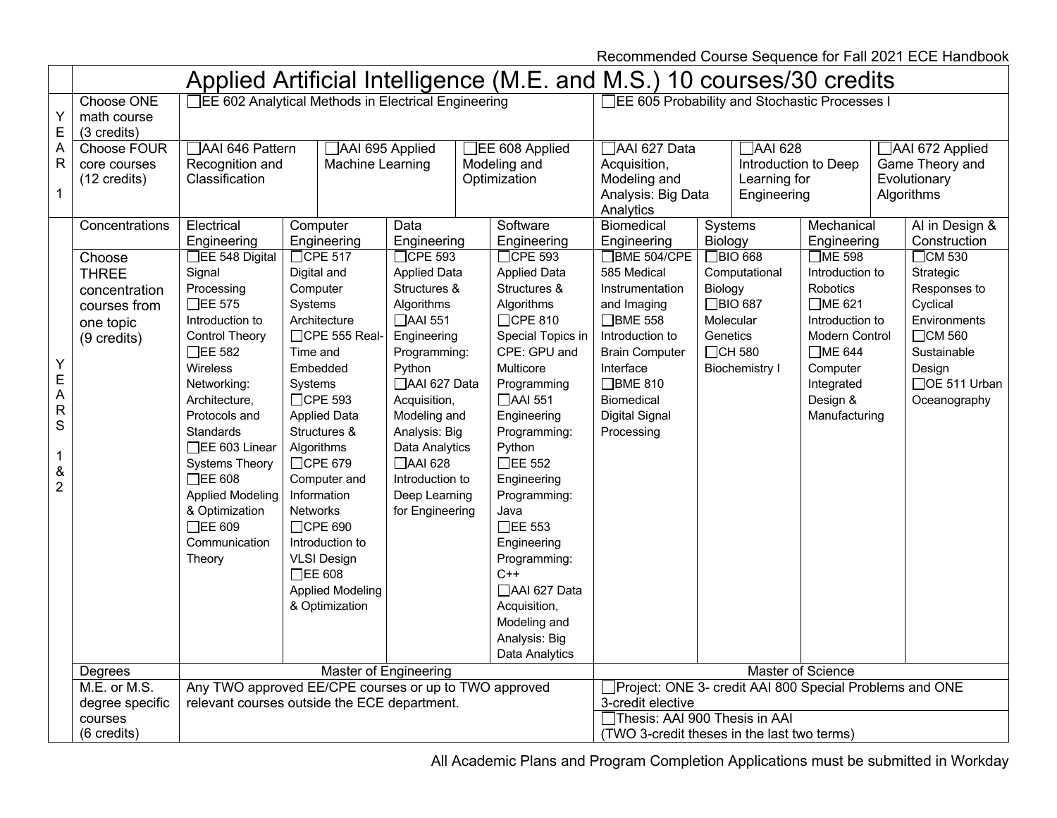Recommended Course Sequence for Fall 2021 ECE Handbook

# Applied Artificial Intelligence (M.E. and M.S.) 10 courses/30 credits

**YEAR 1**

| | | |
|---|---|---|
| Choose ONE math course (3 credits) | ☐EE 602 Analytical Methods in Electrical Engineering | ☐EE 605 Probability and Stochastic Processes I |

| | | | | | | |
|---|---|---|---|---|---|---|
| Choose FOUR core courses (12 credits) | ☐AAI 646 Pattern Recognition and Classification | ☐AAI 695 Applied Machine Learning | ☐EE 608 Applied Modeling and Optimization | ☐AAI 627 Data Acquisition, Modeling and Analysis: Big Data Analytics | ☐AAI 628 Introduction to Deep Learning for Engineering | ☐AAI 672 Applied Game Theory and Evolutionary Algorithms |

**YEARS 1 & 2**

| Concentrations | Electrical Engineering | Computer Engineering | Data Engineering | Software Engineering | Biomedical Engineering | Systems Biology | Mechanical Engineering | AI in Design & Construction |
|---|---|---|---|---|---|---|---|---|
| Choose THREE concentration courses from one topic (9 credits) | ☐EE 548 Digital Signal Processing<br>☐EE 575 Introduction to Control Theory<br>☐EE 582 Wireless Networking: Architecture, Protocols and Standards<br>☐EE 603 Linear Systems Theory<br>☐EE 608 Applied Modeling & Optimization<br>☐EE 609 Communication Theory | ☐CPE 517 Digital and Computer Systems Architecture<br>☐CPE 555 Real-Time and Embedded Systems<br>☐CPE 593 Applied Data Structures & Algorithms<br>☐CPE 679 Computer and Information Networks<br>☐CPE 690 Introduction to VLSI Design<br>☐EE 608 Applied Modeling & Optimization | ☐CPE 593 Applied Data Structures & Algorithms<br>☐AAI 551 Engineering Programming: Python<br>☐AAI 627 Data Acquisition, Modeling and Analysis: Big Data Analytics<br>☐AAI 628 Introduction to Deep Learning for Engineering | ☐CPE 593 Applied Data Structures & Algorithms<br>☐CPE 810 Special Topics in CPE: GPU and Multicore Programming<br>☐AAI 551 Engineering Programming: Python<br>☐EE 552 Engineering Programming: Java<br>☐EE 553 Engineering Programming: C++<br>☐AAI 627 Data Acquisition, Modeling and Analysis: Big Data Analytics | ☐BME 504/CPE 585 Medical Instrumentation and Imaging<br>☐BME 558 Introduction to Brain Computer Interface<br>☐BME 810 Biomedical Digital Signal Processing | ☐BIO 668 Computational Biology<br>☐BIO 687 Molecular Genetics<br>☐CH 580 Biochemistry I | ☐ME 598 Introduction to Robotics<br>☐ME 621 Introduction to Modern Control<br>☐ME 644 Computer Integrated Design & Manufacturing | ☐CM 530 Strategic Responses to Cyclical Environments<br>☐CM 560 Sustainable Design<br>☐OE 511 Urban Oceanography |

| | | |
|---|---|---|
| Degrees | Master of Engineering | Master of Science |
| M.E. or M.S. degree specific courses (6 credits) | Any TWO approved EE/CPE courses or up to TWO approved relevant courses outside the ECE department. | ☐Project: ONE 3- credit AAI 800 Special Problems and ONE 3-credit elective<br>☐Thesis: AAI 900 Thesis in AAI (TWO 3-credit theses in the last two terms) |

All Academic Plans and Program Completion Applications must be submitted in Workday